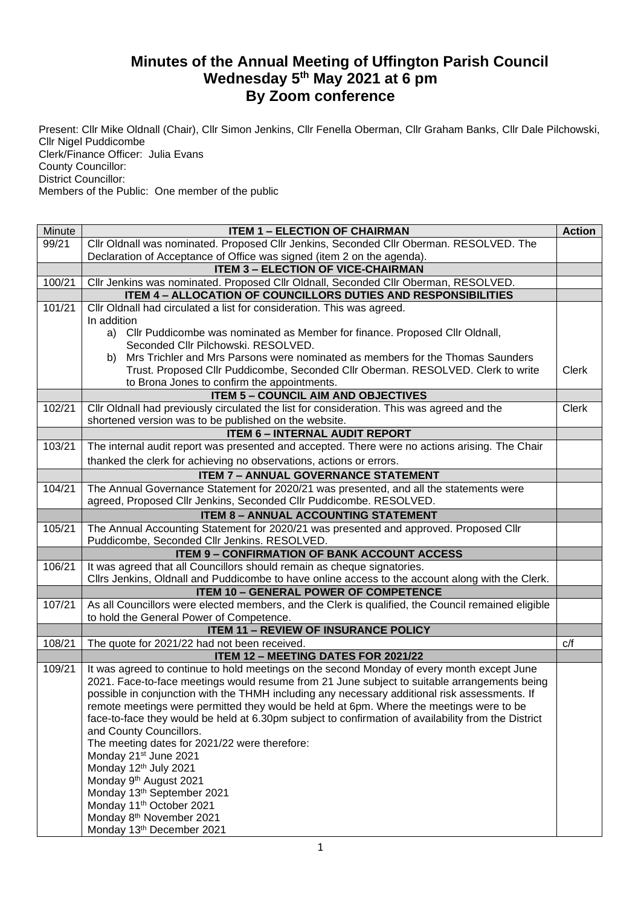# Minutes of the Annual Meeting of Uffington Parish Council
## Wednesday 5th May 2021 at 6 pm
## By Zoom conference

Present: Cllr Mike Oldnall (Chair), Cllr Simon Jenkins, Cllr Fenella Oberman, Cllr Graham Banks, Cllr Dale Pilchowski, Cllr Nigel Puddicombe
Clerk/Finance Officer: Julia Evans
County Councillor:
District Councillor:
Members of the Public: One member of the public

| Minute | ITEM 1 – ELECTION OF CHAIRMAN | Action |
|---|---|---|
| 99/21 | Cllr Oldnall was nominated. Proposed Cllr Jenkins, Seconded Cllr Oberman. RESOLVED. The Declaration of Acceptance of Office was signed (item 2 on the agenda). | |
| | **ITEM 3 – ELECTION OF VICE-CHAIRMAN** | |
| 100/21 | Cllr Jenkins was nominated. Proposed Cllr Oldnall, Seconded Cllr Oberman, RESOLVED. | |
| | **ITEM 4 – ALLOCATION OF COUNCILLORS DUTIES AND RESPONSIBILITIES** | |
| 101/21 | Cllr Oldnall had circulated a list for consideration. This was agreed.<br>In addition<br>a) Cllr Puddicombe was nominated as Member for finance. Proposed Cllr Oldnall, Seconded Cllr Pilchowski. RESOLVED.<br>b) Mrs Trichler and Mrs Parsons were nominated as members for the Thomas Saunders Trust. Proposed Cllr Puddicombe, Seconded Cllr Oberman. RESOLVED. Clerk to write to Brona Jones to confirm the appointments. | Clerk |
| | **ITEM 5 – COUNCIL AIM AND OBJECTIVES** | |
| 102/21 | Cllr Oldnall had previously circulated the list for consideration. This was agreed and the shortened version was to be published on the website. | Clerk |
| | **ITEM 6 – INTERNAL AUDIT REPORT** | |
| 103/21 | The internal audit report was presented and accepted. There were no actions arising. The Chair thanked the clerk for achieving no observations, actions or errors. | |
| | **ITEM 7 – ANNUAL GOVERNANCE STATEMENT** | |
| 104/21 | The Annual Governance Statement for 2020/21 was presented, and all the statements were agreed, Proposed Cllr Jenkins, Seconded Cllr Puddicombe. RESOLVED. | |
| | **ITEM 8 – ANNUAL ACCOUNTING STATEMENT** | |
| 105/21 | The Annual Accounting Statement for 2020/21 was presented and approved. Proposed Cllr Puddicombe, Seconded Cllr Jenkins. RESOLVED. | |
| | **ITEM 9 – CONFIRMATION OF BANK ACCOUNT ACCESS** | |
| 106/21 | It was agreed that all Councillors should remain as cheque signatories.<br>Cllrs Jenkins, Oldnall and Puddicombe to have online access to the account along with the Clerk. | |
| | **ITEM 10 – GENERAL POWER OF COMPETENCE** | |
| 107/21 | As all Councillors were elected members, and the Clerk is qualified, the Council remained eligible to hold the General Power of Competence. | |
| | **ITEM 11 – REVIEW OF INSURANCE POLICY** | |
| 108/21 | The quote for 2021/22 had not been received. | c/f |
| | **ITEM 12 – MEETING DATES FOR 2021/22** | |
| 109/21 | It was agreed to continue to hold meetings on the second Monday of every month except June 2021. Face-to-face meetings would resume from 21 June subject to suitable arrangements being possible in conjunction with the THMH including any necessary additional risk assessments. If remote meetings were permitted they would be held at 6pm. Where the meetings were to be face-to-face they would be held at 6.30pm subject to confirmation of availability from the District and County Councillors.<br>The meeting dates for 2021/22 were therefore:<br>Monday 21st June 2021<br>Monday 12th July 2021<br>Monday 9th August 2021<br>Monday 13th September 2021<br>Monday 11th October 2021<br>Monday 8th November 2021<br>Monday 13th December 2021 | |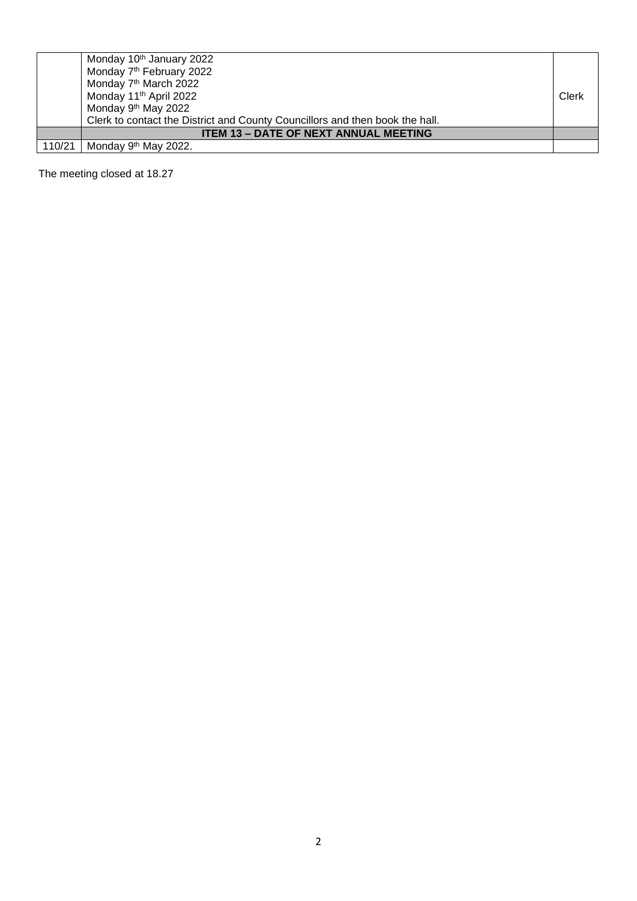| | | |
|---|---|---|
| | Monday 10th January 2022<br>Monday 7th February 2022<br>Monday 7th March 2022<br>Monday 11th April 2022<br>Monday 9th May 2022<br>Clerk to contact the District and County Councillors and then book the hall. | Clerk |
| | **ITEM 13 – DATE OF NEXT ANNUAL MEETING** | |
| 110/21 | Monday 9th May 2022. | |

The meeting closed at 18.27